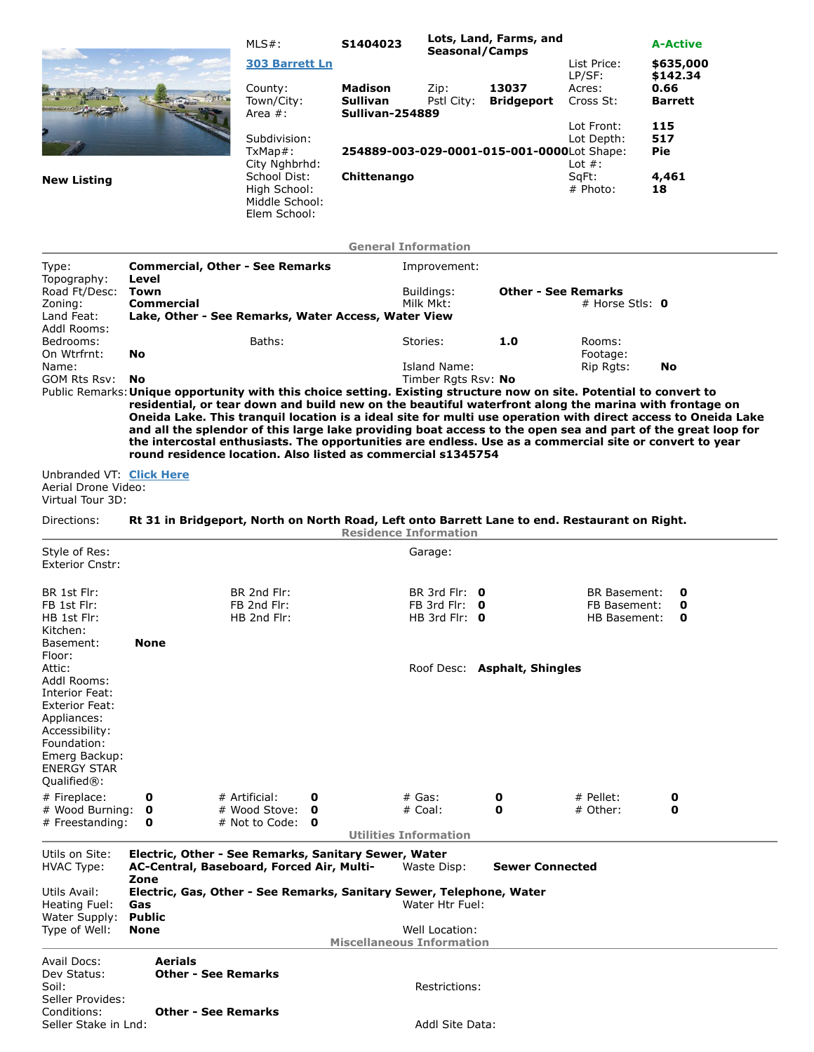**New Listing**

| | | | | | |
|---|---|---|---|---|---|
| MLS#: | **S1404023** | **Lots, Land, Farms, and Seasonal/Camps** | | | **A-Active** |
| **303 Barrett Ln** | | | | List Price: | **$635,000** |
| | | | | LP/SF: | **$142.34** |
| County: | **Madison** | Zip: | **13037** | Acres: | **0.66** |
| Town/City: | **Sullivan** | Pstl City: | **Bridgeport** | Cross St: | **Barrett** |
| Area #: | **Sullivan-254889** | | | | |
| | | | | Lot Front: | **115** |
| Subdivision: | | | | Lot Depth: | **517** |
| TxMap#: | **254889-003-029-0001-015-001-0000** | | | Lot Shape: | **Pie** |
| City Nghbrhd: | | | | Lot #: | |
| School Dist: | **Chittenango** | | | SqFt: | **4,461** |
| High School: | | | | # Photo: | **18** |
| Middle School: | | | | | |
| Elem School: | | | | | |

## General Information

| | | | | | |
|---|---|---|---|---|---|
| Type: | **Commercial, Other - See Remarks** | Improvement: | | | |
| Topography: | **Level** | | | | |
| Road Ft/Desc: | **Town** | Buildings: | **Other - See Remarks** | | |
| Zoning: | **Commercial** | Milk Mkt: | | # Horse Stls: | **0** |
| Land Feat: | **Lake, Other - See Remarks, Water Access, Water View** | | | | |
| Addl Rooms: | | | | | |
| Bedrooms: | | Baths: | | Stories: | **1.0** |
| Rooms: | | | | | |
| On Wtrfrnt: | **No** | | | Footage: | |
| Name: | | Island Name: | | Rip Rgts: | **No** |
| GOM Rts Rsv: | **No** | Timber Rgts Rsv: | **No** | | |

Public Remarks: **Unique opportunity with this choice setting. Existing structure now on site. Potential to convert to residential, or tear down and build new on the beautiful waterfront along the marina with frontage on Oneida Lake. This tranquil location is a ideal site for multi use operation with direct access to Oneida Lake and all the splendor of this large lake providing boat access to the open sea and part of the great loop for the intercostal enthusiasts. The opportunities are endless. Use as a commercial site or convert to year round residence location. Also listed as commercial s1345754**

Unbranded VT: Click Here
Aerial Drone Video:
Virtual Tour 3D:

Directions: **Rt 31 in Bridgeport, North on North Road, Left onto Barrett Lane to end. Restaurant on Right.**

## Residence Information

| | | | | | | | |
|---|---|---|---|---|---|---|---|
| Style of Res: | | | | Garage: | | | |
| Exterior Cnstr: | | | | | | | |
| BR 1st Flr: | | BR 2nd Flr: | | BR 3rd Flr: | **0** | BR Basement: | **0** |
| FB 1st Flr: | | FB 2nd Flr: | | FB 3rd Flr: | **0** | FB Basement: | **0** |
| HB 1st Flr: | | HB 2nd Flr: | | HB 3rd Flr: | **0** | HB Basement: | **0** |
| Kitchen: | | | | | | | |
| Basement: | **None** | | | | | | |
| Floor: | | | | | | | |
| Attic: | | | | Roof Desc: | **Asphalt, Shingles** | | |
| Addl Rooms: | | | | | | | |
| Interior Feat: | | | | | | | |
| Exterior Feat: | | | | | | | |
| Appliances: | | | | | | | |
| Accessibility: | | | | | | | |
| Foundation: | | | | | | | |
| Emerg Backup: | | | | | | | |
| ENERGY STAR Qualified®: | | | | | | | |
| # Fireplace: | **0** | # Artificial: | **0** | # Gas: | **0** | # Pellet: | **0** |
| # Wood Burning: | **0** | # Wood Stove: | **0** | # Coal: | **0** | # Other: | **0** |
| # Freestanding: | **0** | # Not to Code: | **0** | | | | |

## Utilities Information

| | | | |
|---|---|---|---|
| Utils on Site: | **Electric, Other - See Remarks, Sanitary Sewer, Water** | | |
| HVAC Type: | **AC-Central, Baseboard, Forced Air, Multi-Zone** | Waste Disp: | **Sewer Connected** |
| Utils Avail: | **Electric, Gas, Other - See Remarks, Sanitary Sewer, Telephone, Water** | | |
| Heating Fuel: | **Gas** | Water Htr Fuel: | |
| Water Supply: | **Public** | | |
| Type of Well: | **None** | Well Location: | |

## Miscellaneous Information

| | | | |
|---|---|---|---|
| Avail Docs: | **Aerials** | | |
| Dev Status: | **Other - See Remarks** | | |
| Soil: | | Restrictions: | |
| Seller Provides: | | | |
| Conditions: | **Other - See Remarks** | | |
| Seller Stake in Lnd: | | Addl Site Data: | |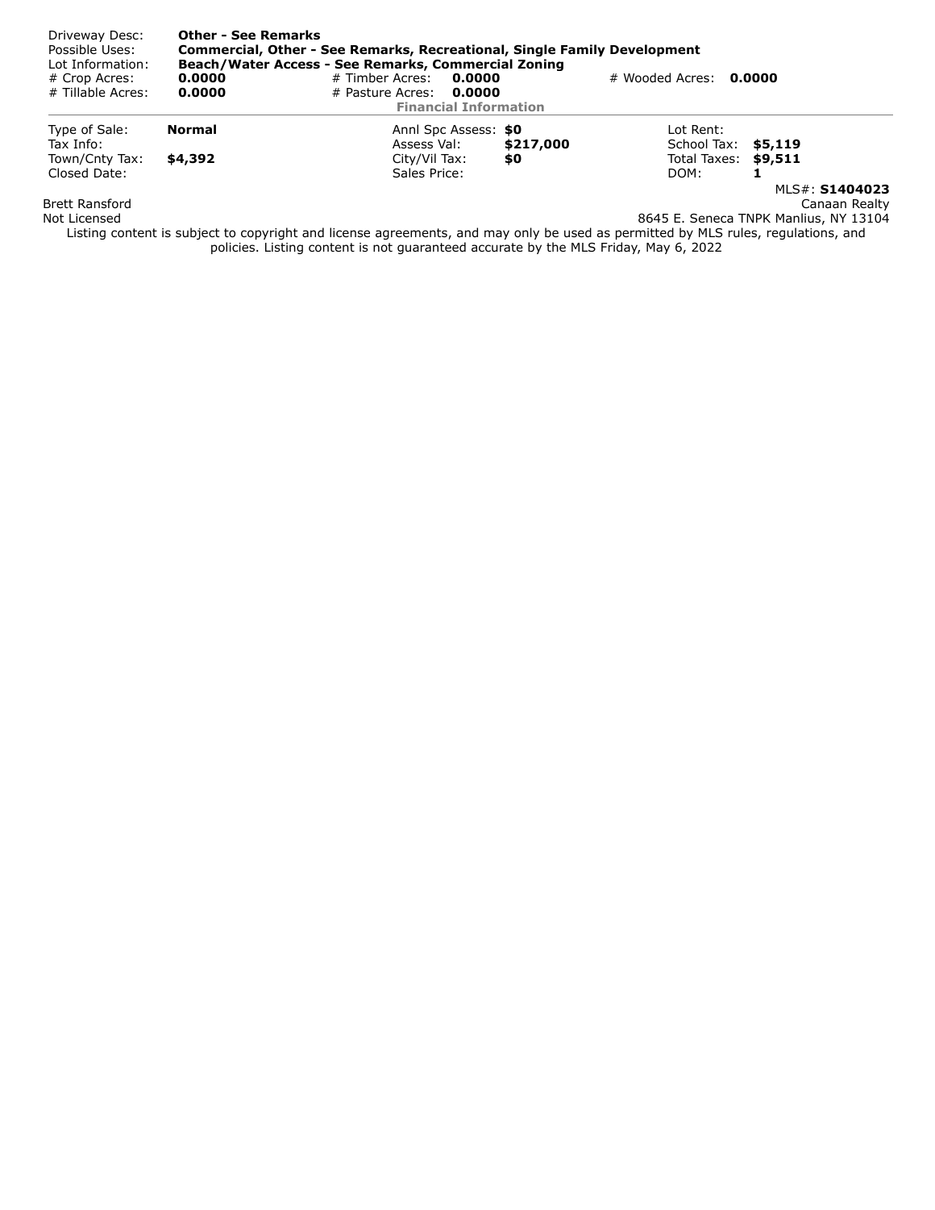| | | | | | |
|---|---|---|---|---|---|
| Driveway Desc: | **Other - See Remarks** | | | | |
| Possible Uses: | **Commercial, Other - See Remarks, Recreational, Single Family Development** | | | | |
| Lot Information: | **Beach/Water Access - See Remarks, Commercial Zoning** | | | | |
| # Crop Acres: | **0.0000** | # Timber Acres: | **0.0000** | # Wooded Acres: | **0.0000** |
| # Tillable Acres: | **0.0000** | # Pasture Acres: | **0.0000** | | |

**Financial Information**

| | | | | | |
|---|---|---|---|---|---|
| Type of Sale: | **Normal** | Annl Spc Assess: | **$0** | Lot Rent: | |
| Tax Info: | | Assess Val: | **$217,000** | School Tax: | **$5,119** |
| Town/Cnty Tax: | **$4,392** | City/Vil Tax: | **$0** | Total Taxes: | **$9,511** |
| Closed Date: | | Sales Price: | | DOM: | **1** |

MLS#: **S1404023**

Brett Ransford
Not Licensed

Canaan Realty
8645 E. Seneca TNPK Manlius, NY 13104

Listing content is subject to copyright and license agreements, and may only be used as permitted by MLS rules, regulations, and policies. Listing content is not guaranteed accurate by the MLS Friday, May 6, 2022